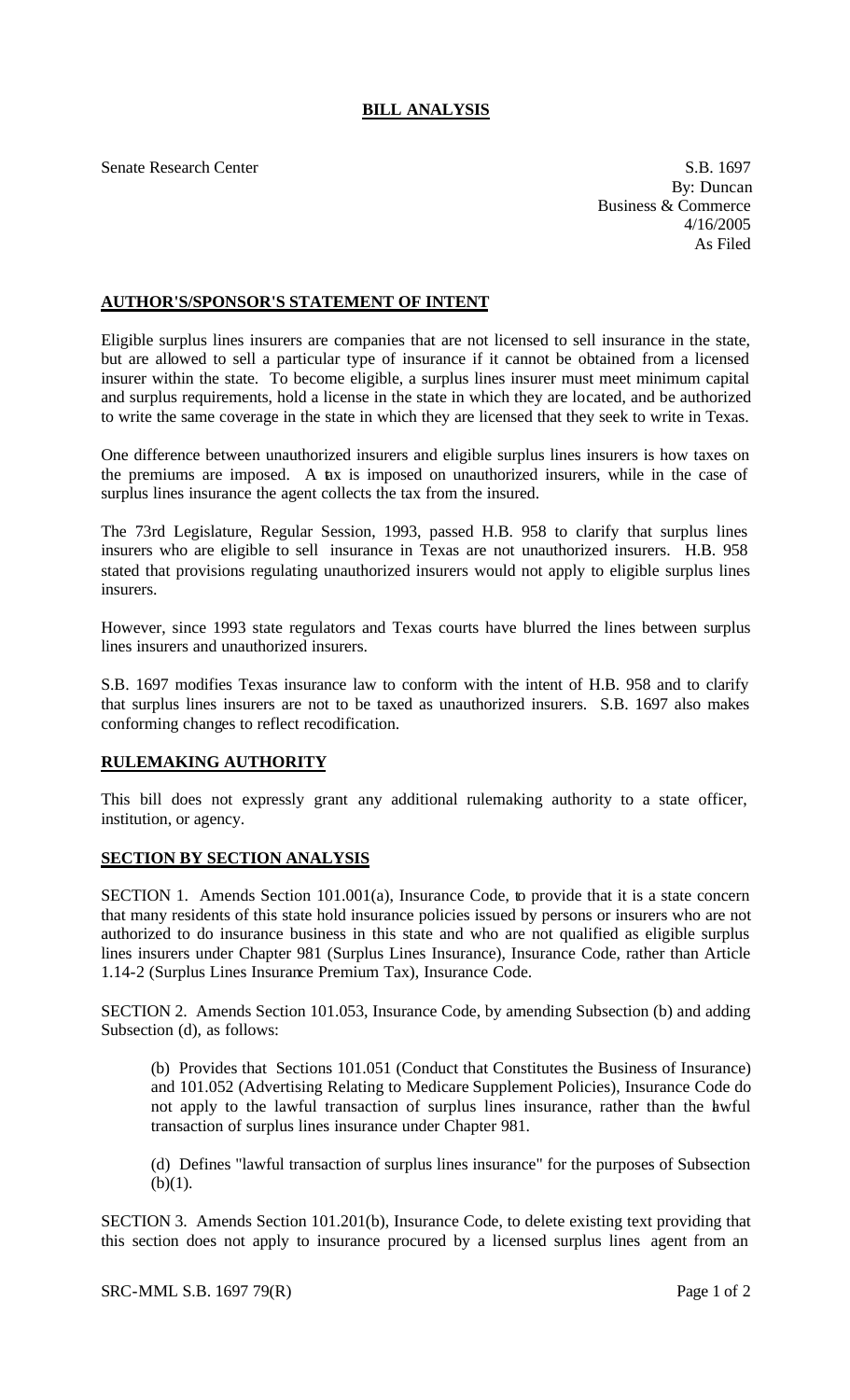# BILL ANALYSIS

Senate Research Center

S.B. 1697
By: Duncan
Business & Commerce
4/16/2005
As Filed

## AUTHOR'S/SPONSOR'S STATEMENT OF INTENT

Eligible surplus lines insurers are companies that are not licensed to sell insurance in the state, but are allowed to sell a particular type of insurance if it cannot be obtained from a licensed insurer within the state. To become eligible, a surplus lines insurer must meet minimum capital and surplus requirements, hold a license in the state in which they are located, and be authorized to write the same coverage in the state in which they are licensed that they seek to write in Texas.

One difference between unauthorized insurers and eligible surplus lines insurers is how taxes on the premiums are imposed. A tax is imposed on unauthorized insurers, while in the case of surplus lines insurance the agent collects the tax from the insured.

The 73rd Legislature, Regular Session, 1993, passed H.B. 958 to clarify that surplus lines insurers who are eligible to sell insurance in Texas are not unauthorized insurers. H.B. 958 stated that provisions regulating unauthorized insurers would not apply to eligible surplus lines insurers.

However, since 1993 state regulators and Texas courts have blurred the lines between surplus lines insurers and unauthorized insurers.

S.B. 1697 modifies Texas insurance law to conform with the intent of H.B. 958 and to clarify that surplus lines insurers are not to be taxed as unauthorized insurers. S.B. 1697 also makes conforming changes to reflect recodification.

## RULEMAKING AUTHORITY

This bill does not expressly grant any additional rulemaking authority to a state officer, institution, or agency.

## SECTION BY SECTION ANALYSIS

SECTION 1. Amends Section 101.001(a), Insurance Code, to provide that it is a state concern that many residents of this state hold insurance policies issued by persons or insurers who are not authorized to do insurance business in this state and who are not qualified as eligible surplus lines insurers under Chapter 981 (Surplus Lines Insurance), Insurance Code, rather than Article 1.14-2 (Surplus Lines Insurance Premium Tax), Insurance Code.

SECTION 2. Amends Section 101.053, Insurance Code, by amending Subsection (b) and adding Subsection (d), as follows:

(b) Provides that Sections 101.051 (Conduct that Constitutes the Business of Insurance) and 101.052 (Advertising Relating to Medicare Supplement Policies), Insurance Code do not apply to the lawful transaction of surplus lines insurance, rather than the lawful transaction of surplus lines insurance under Chapter 981.

(d) Defines "lawful transaction of surplus lines insurance" for the purposes of Subsection (b)(1).

SECTION 3. Amends Section 101.201(b), Insurance Code, to delete existing text providing that this section does not apply to insurance procured by a licensed surplus lines agent from an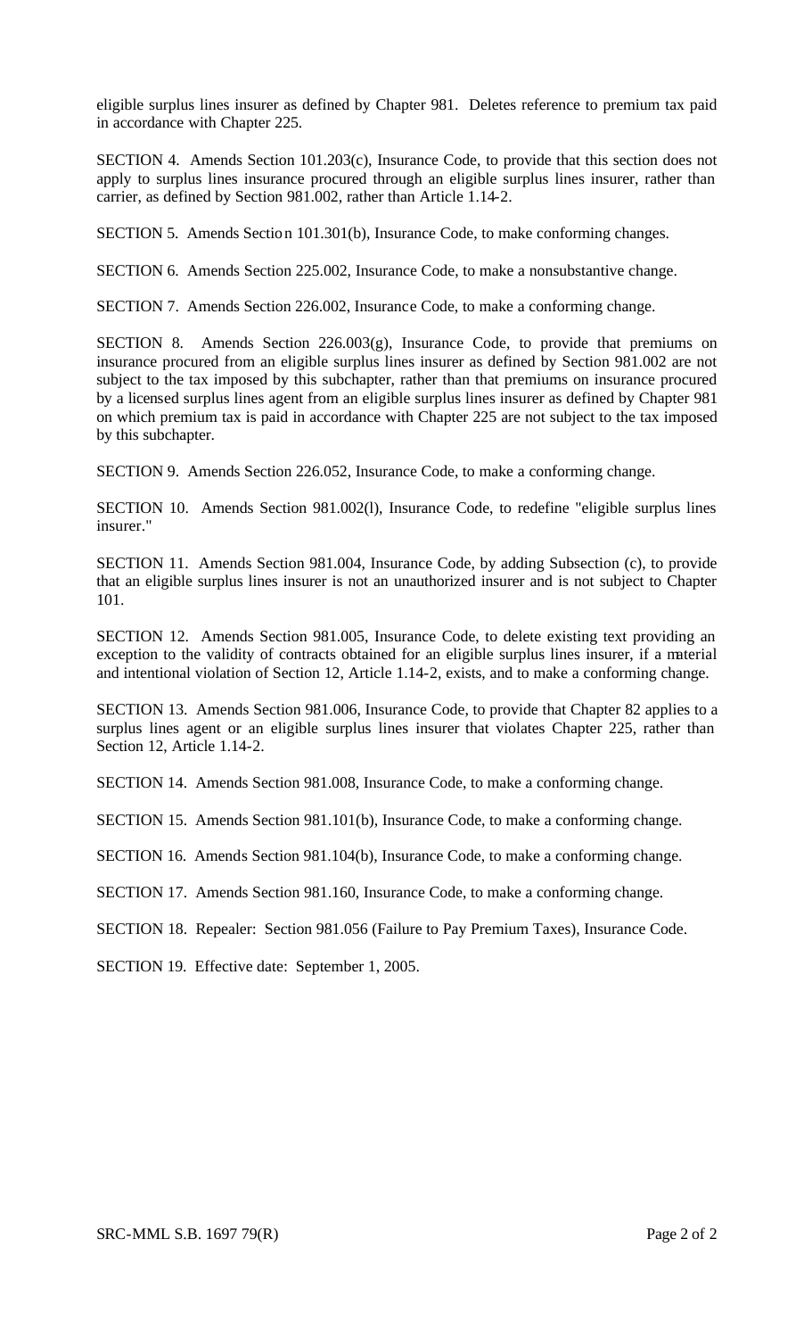eligible surplus lines insurer as defined by Chapter 981. Deletes reference to premium tax paid in accordance with Chapter 225.

SECTION 4. Amends Section 101.203(c), Insurance Code, to provide that this section does not apply to surplus lines insurance procured through an eligible surplus lines insurer, rather than carrier, as defined by Section 981.002, rather than Article 1.14-2.

SECTION 5. Amends Section 101.301(b), Insurance Code, to make conforming changes.

SECTION 6. Amends Section 225.002, Insurance Code, to make a nonsubstantive change.

SECTION 7. Amends Section 226.002, Insurance Code, to make a conforming change.

SECTION 8. Amends Section 226.003(g), Insurance Code, to provide that premiums on insurance procured from an eligible surplus lines insurer as defined by Section 981.002 are not subject to the tax imposed by this subchapter, rather than that premiums on insurance procured by a licensed surplus lines agent from an eligible surplus lines insurer as defined by Chapter 981 on which premium tax is paid in accordance with Chapter 225 are not subject to the tax imposed by this subchapter.

SECTION 9. Amends Section 226.052, Insurance Code, to make a conforming change.

SECTION 10. Amends Section 981.002(l), Insurance Code, to redefine "eligible surplus lines insurer."

SECTION 11. Amends Section 981.004, Insurance Code, by adding Subsection (c), to provide that an eligible surplus lines insurer is not an unauthorized insurer and is not subject to Chapter 101.

SECTION 12. Amends Section 981.005, Insurance Code, to delete existing text providing an exception to the validity of contracts obtained for an eligible surplus lines insurer, if a material and intentional violation of Section 12, Article 1.14-2, exists, and to make a conforming change.

SECTION 13. Amends Section 981.006, Insurance Code, to provide that Chapter 82 applies to a surplus lines agent or an eligible surplus lines insurer that violates Chapter 225, rather than Section 12, Article 1.14-2.

SECTION 14. Amends Section 981.008, Insurance Code, to make a conforming change.

SECTION 15. Amends Section 981.101(b), Insurance Code, to make a conforming change.

SECTION 16. Amends Section 981.104(b), Insurance Code, to make a conforming change.

SECTION 17. Amends Section 981.160, Insurance Code, to make a conforming change.

SECTION 18. Repealer: Section 981.056 (Failure to Pay Premium Taxes), Insurance Code.

SECTION 19. Effective date: September 1, 2005.